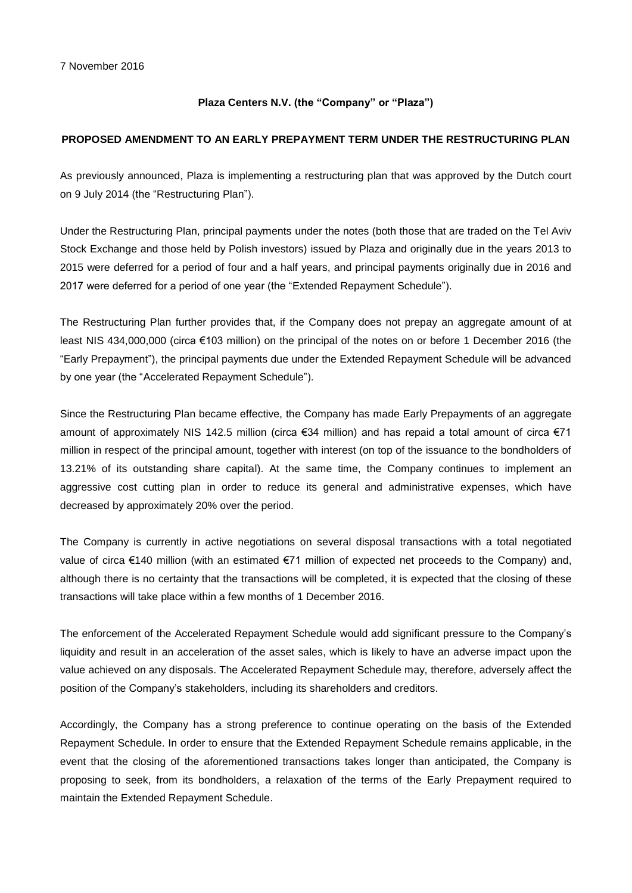7 November 2016

**Plaza Centers N.V. (the "Company" or "Plaza")**

**PROPOSED AMENDMENT TO AN EARLY PREPAYMENT TERM UNDER THE RESTRUCTURING PLAN**

As previously announced, Plaza is implementing a restructuring plan that was approved by the Dutch court on 9 July 2014 (the "Restructuring Plan").

Under the Restructuring Plan, principal payments under the notes (both those that are traded on the Tel Aviv Stock Exchange and those held by Polish investors) issued by Plaza and originally due in the years 2013 to 2015 were deferred for a period of four and a half years, and principal payments originally due in 2016 and 2017 were deferred for a period of one year (the "Extended Repayment Schedule").

The Restructuring Plan further provides that, if the Company does not prepay an aggregate amount of at least NIS 434,000,000 (circa €103 million) on the principal of the notes on or before 1 December 2016 (the "Early Prepayment"), the principal payments due under the Extended Repayment Schedule will be advanced by one year (the "Accelerated Repayment Schedule").

Since the Restructuring Plan became effective, the Company has made Early Prepayments of an aggregate amount of approximately NIS 142.5 million (circa €34 million) and has repaid a total amount of circa €71 million in respect of the principal amount, together with interest (on top of the issuance to the bondholders of 13.21% of its outstanding share capital). At the same time, the Company continues to implement an aggressive cost cutting plan in order to reduce its general and administrative expenses, which have decreased by approximately 20% over the period.

The Company is currently in active negotiations on several disposal transactions with a total negotiated value of circa €140 million (with an estimated €71 million of expected net proceeds to the Company) and, although there is no certainty that the transactions will be completed, it is expected that the closing of these transactions will take place within a few months of 1 December 2016.

The enforcement of the Accelerated Repayment Schedule would add significant pressure to the Company's liquidity and result in an acceleration of the asset sales, which is likely to have an adverse impact upon the value achieved on any disposals. The Accelerated Repayment Schedule may, therefore, adversely affect the position of the Company's stakeholders, including its shareholders and creditors.

Accordingly, the Company has a strong preference to continue operating on the basis of the Extended Repayment Schedule. In order to ensure that the Extended Repayment Schedule remains applicable, in the event that the closing of the aforementioned transactions takes longer than anticipated, the Company is proposing to seek, from its bondholders, a relaxation of the terms of the Early Prepayment required to maintain the Extended Repayment Schedule.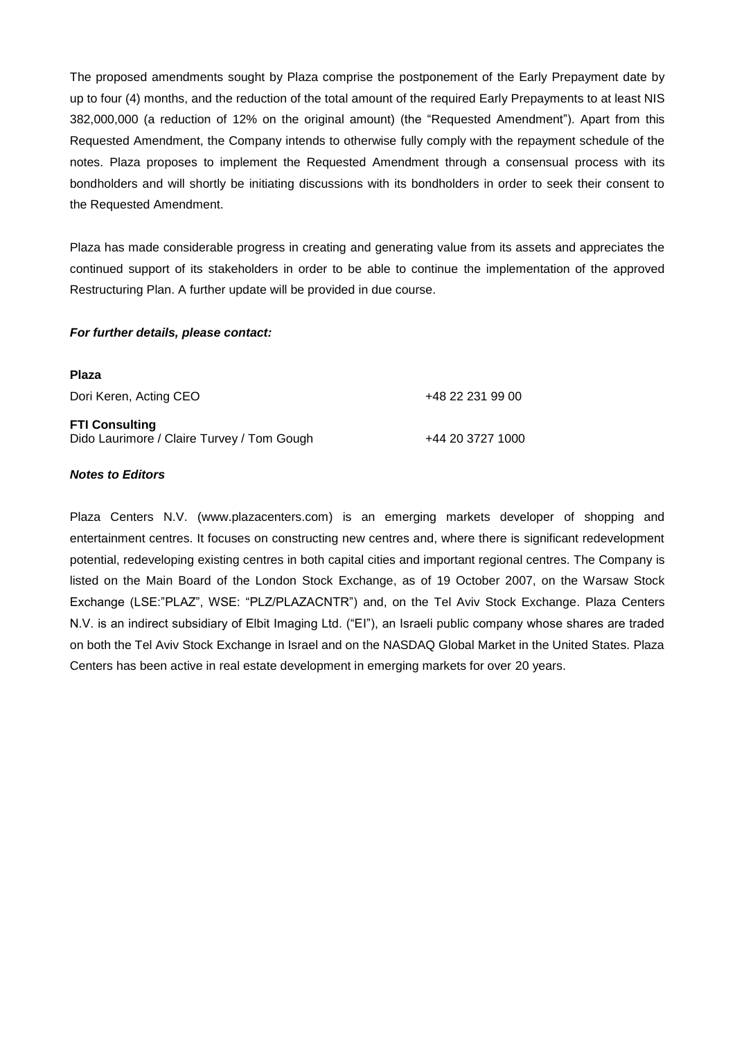The proposed amendments sought by Plaza comprise the postponement of the Early Prepayment date by up to four (4) months, and the reduction of the total amount of the required Early Prepayments to at least NIS 382,000,000 (a reduction of 12% on the original amount) (the "Requested Amendment"). Apart from this Requested Amendment, the Company intends to otherwise fully comply with the repayment schedule of the notes. Plaza proposes to implement the Requested Amendment through a consensual process with its bondholders and will shortly be initiating discussions with its bondholders in order to seek their consent to the Requested Amendment.

Plaza has made considerable progress in creating and generating value from its assets and appreciates the continued support of its stakeholders in order to be able to continue the implementation of the approved Restructuring Plan. A further update will be provided in due course.

***For further details, please contact:***

**Plaza**

Dori Keren, Acting CEO — +48 22 231 99 00

**FTI Consulting**

Dido Laurimore / Claire Turvey / Tom Gough — +44 20 3727 1000

***Notes to Editors***

Plaza Centers N.V. (www.plazacenters.com) is an emerging markets developer of shopping and entertainment centres. It focuses on constructing new centres and, where there is significant redevelopment potential, redeveloping existing centres in both capital cities and important regional centres. The Company is listed on the Main Board of the London Stock Exchange, as of 19 October 2007, on the Warsaw Stock Exchange (LSE:"PLAZ", WSE: "PLZ/PLAZACNTR") and, on the Tel Aviv Stock Exchange. Plaza Centers N.V. is an indirect subsidiary of Elbit Imaging Ltd. ("EI"), an Israeli public company whose shares are traded on both the Tel Aviv Stock Exchange in Israel and on the NASDAQ Global Market in the United States. Plaza Centers has been active in real estate development in emerging markets for over 20 years.